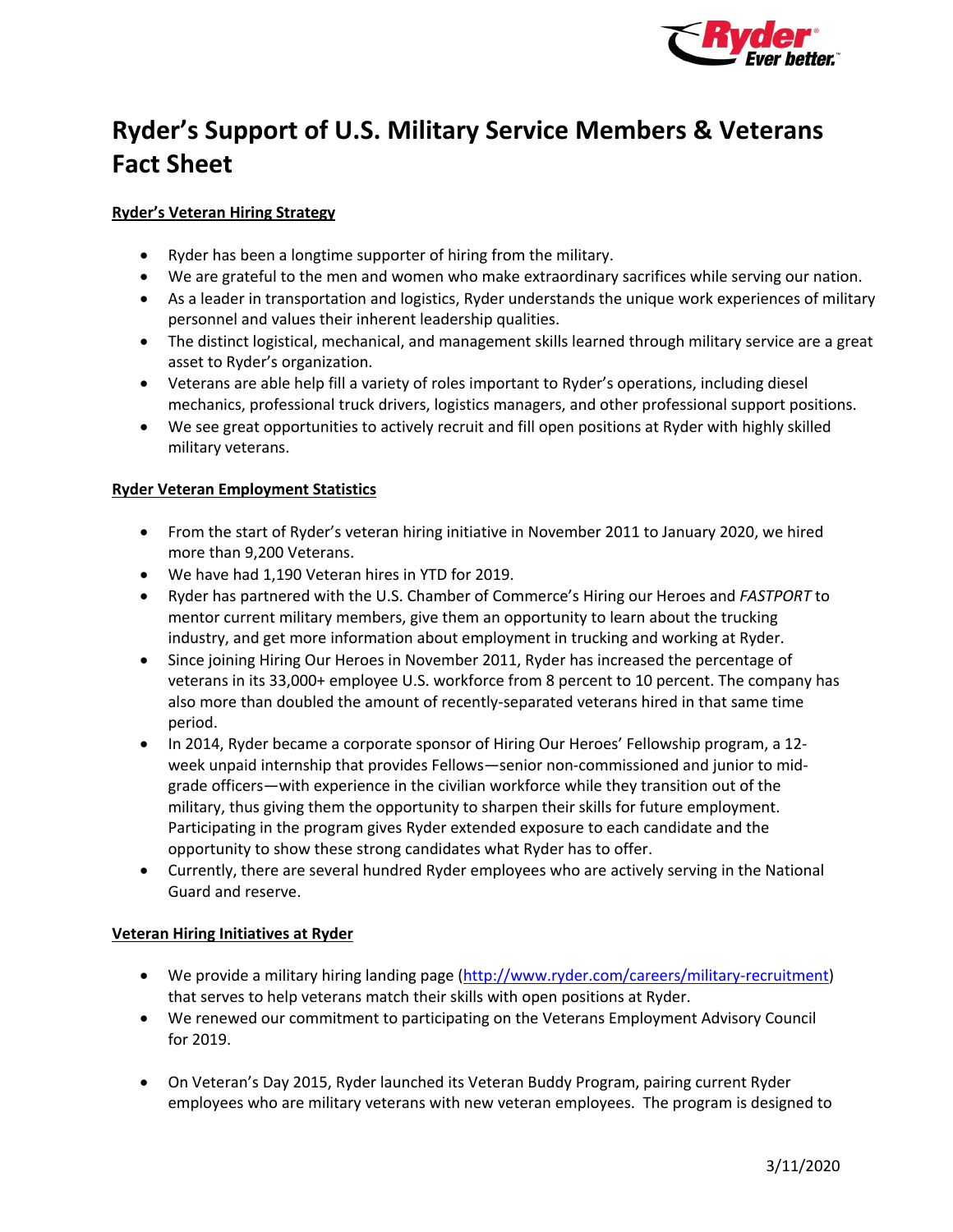# Ryder's Support of U.S. Military Service Members & Veterans Fact Sheet

**Ryder's Veteran Hiring Strategy**

- Ryder has been a longtime supporter of hiring from the military.
- We are grateful to the men and women who make extraordinary sacrifices while serving our nation.
- As a leader in transportation and logistics, Ryder understands the unique work experiences of military personnel and values their inherent leadership qualities.
- The distinct logistical, mechanical, and management skills learned through military service are a great asset to Ryder's organization.
- Veterans are able help fill a variety of roles important to Ryder's operations, including diesel mechanics, professional truck drivers, logistics managers, and other professional support positions.
- We see great opportunities to actively recruit and fill open positions at Ryder with highly skilled military veterans.

**Ryder Veteran Employment Statistics**

- From the start of Ryder's veteran hiring initiative in November 2011 to January 2020, we hired more than 9,200 Veterans.
- We have had 1,190 Veteran hires in YTD for 2019.
- Ryder has partnered with the U.S. Chamber of Commerce's Hiring our Heroes and *FASTPORT* to mentor current military members, give them an opportunity to learn about the trucking industry, and get more information about employment in trucking and working at Ryder.
- Since joining Hiring Our Heroes in November 2011, Ryder has increased the percentage of veterans in its 33,000+ employee U.S. workforce from 8 percent to 10 percent. The company has also more than doubled the amount of recently-separated veterans hired in that same time period.
- In 2014, Ryder became a corporate sponsor of Hiring Our Heroes' Fellowship program, a 12-week unpaid internship that provides Fellows—senior non-commissioned and junior to mid-grade officers—with experience in the civilian workforce while they transition out of the military, thus giving them the opportunity to sharpen their skills for future employment. Participating in the program gives Ryder extended exposure to each candidate and the opportunity to show these strong candidates what Ryder has to offer.
- Currently, there are several hundred Ryder employees who are actively serving in the National Guard and reserve.

**Veteran Hiring Initiatives at Ryder**

- We provide a military hiring landing page (http://www.ryder.com/careers/military-recruitment) that serves to help veterans match their skills with open positions at Ryder.
- We renewed our commitment to participating on the Veterans Employment Advisory Council for 2019.
- On Veteran's Day 2015, Ryder launched its Veteran Buddy Program, pairing current Ryder employees who are military veterans with new veteran employees. The program is designed to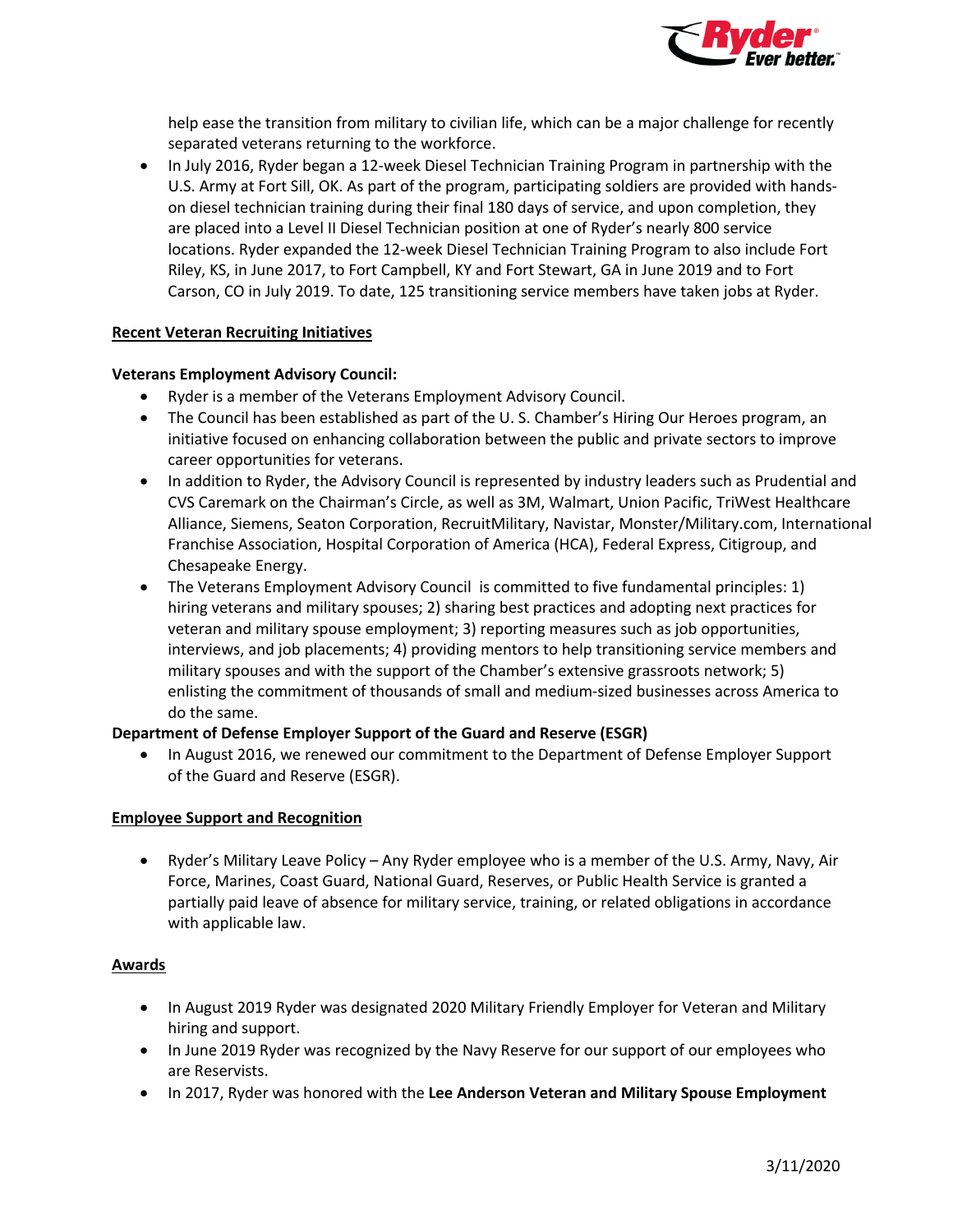help ease the transition from military to civilian life, which can be a major challenge for recently separated veterans returning to the workforce.

- In July 2016, Ryder began a 12-week Diesel Technician Training Program in partnership with the U.S. Army at Fort Sill, OK. As part of the program, participating soldiers are provided with hands-on diesel technician training during their final 180 days of service, and upon completion, they are placed into a Level II Diesel Technician position at one of Ryder's nearly 800 service locations. Ryder expanded the 12-week Diesel Technician Training Program to also include Fort Riley, KS, in June 2017, to Fort Campbell, KY and Fort Stewart, GA in June 2019 and to Fort Carson, CO in July 2019. To date, 125 transitioning service members have taken jobs at Ryder.

## Recent Veteran Recruiting Initiatives

**Veterans Employment Advisory Council:**

- Ryder is a member of the Veterans Employment Advisory Council.
- The Council has been established as part of the U. S. Chamber's Hiring Our Heroes program, an initiative focused on enhancing collaboration between the public and private sectors to improve career opportunities for veterans.
- In addition to Ryder, the Advisory Council is represented by industry leaders such as Prudential and CVS Caremark on the Chairman's Circle, as well as 3M, Walmart, Union Pacific, TriWest Healthcare Alliance, Siemens, Seaton Corporation, RecruitMilitary, Navistar, Monster/Military.com, International Franchise Association, Hospital Corporation of America (HCA), Federal Express, Citigroup, and Chesapeake Energy.
- The Veterans Employment Advisory Council is committed to five fundamental principles: 1) hiring veterans and military spouses; 2) sharing best practices and adopting next practices for veteran and military spouse employment; 3) reporting measures such as job opportunities, interviews, and job placements; 4) providing mentors to help transitioning service members and military spouses and with the support of the Chamber's extensive grassroots network; 5) enlisting the commitment of thousands of small and medium-sized businesses across America to do the same.

**Department of Defense Employer Support of the Guard and Reserve (ESGR)**

- In August 2016, we renewed our commitment to the Department of Defense Employer Support of the Guard and Reserve (ESGR).

## Employee Support and Recognition

- Ryder's Military Leave Policy – Any Ryder employee who is a member of the U.S. Army, Navy, Air Force, Marines, Coast Guard, National Guard, Reserves, or Public Health Service is granted a partially paid leave of absence for military service, training, or related obligations in accordance with applicable law.

## Awards

- In August 2019 Ryder was designated 2020 Military Friendly Employer for Veteran and Military hiring and support.
- In June 2019 Ryder was recognized by the Navy Reserve for our support of our employees who are Reservists.
- In 2017, Ryder was honored with the **Lee Anderson Veteran and Military Spouse Employment**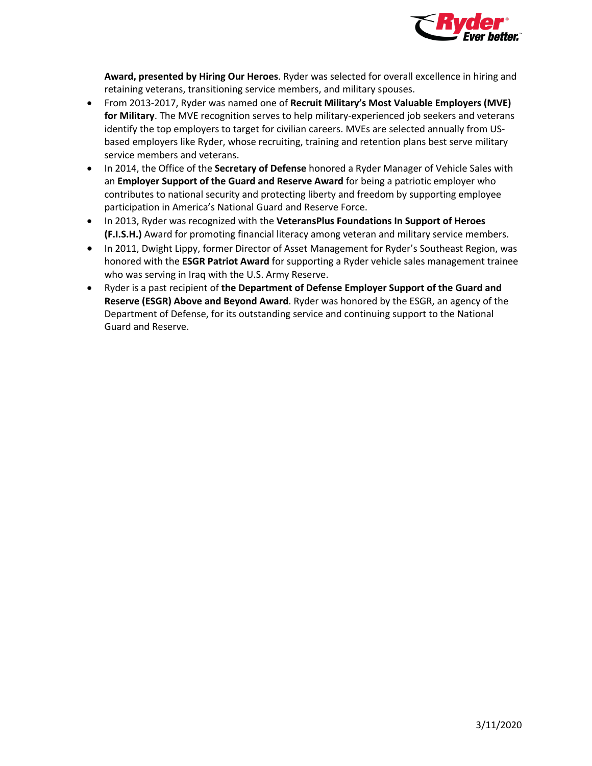**Award, presented by Hiring Our Heroes**. Ryder was selected for overall excellence in hiring and retaining veterans, transitioning service members, and military spouses.

- From 2013-2017, Ryder was named one of **Recruit Military's Most Valuable Employers (MVE) for Military**. The MVE recognition serves to help military-experienced job seekers and veterans identify the top employers to target for civilian careers. MVEs are selected annually from US-based employers like Ryder, whose recruiting, training and retention plans best serve military service members and veterans.
- In 2014, the Office of the **Secretary of Defense** honored a Ryder Manager of Vehicle Sales with an **Employer Support of the Guard and Reserve Award** for being a patriotic employer who contributes to national security and protecting liberty and freedom by supporting employee participation in America's National Guard and Reserve Force.
- In 2013, Ryder was recognized with the **VeteransPlus Foundations In Support of Heroes (F.I.S.H.)** Award for promoting financial literacy among veteran and military service members.
- In 2011, Dwight Lippy, former Director of Asset Management for Ryder's Southeast Region, was honored with the **ESGR Patriot Award** for supporting a Ryder vehicle sales management trainee who was serving in Iraq with the U.S. Army Reserve.
- Ryder is a past recipient of **the Department of Defense Employer Support of the Guard and Reserve (ESGR) Above and Beyond Award**. Ryder was honored by the ESGR, an agency of the Department of Defense, for its outstanding service and continuing support to the National Guard and Reserve.

3/11/2020